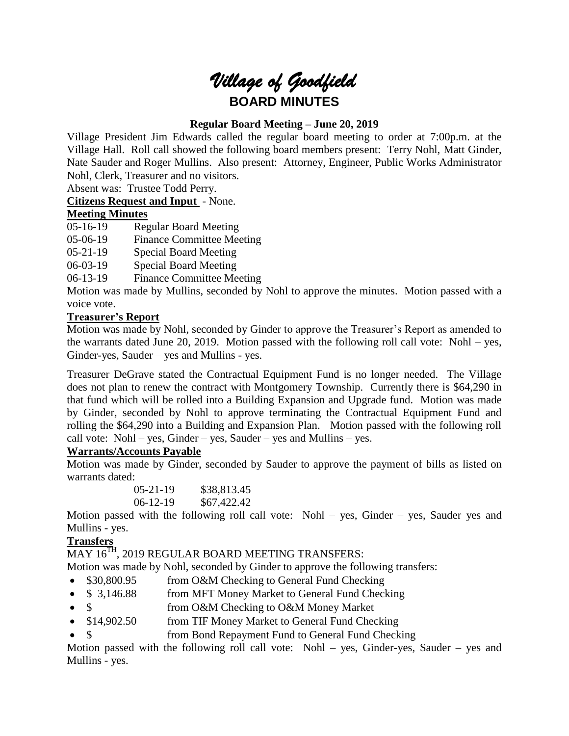# *Village of Goodfield*

## BOARD MINUTES

### Regular Board Meeting – June 20, 2019

Village President Jim Edwards called the regular board meeting to order at 7:00p.m. at the Village Hall. Roll call showed the following board members present: Terry Nohl, Matt Ginder, Nate Sauder and Roger Mullins. Also present: Attorney, Engineer, Public Works Administrator Nohl, Clerk, Treasurer and no visitors.

Absent was: Trustee Todd Perry.

**Citizens Request and Input** - None.

**Meeting Minutes**

| | |
|---|---|
| 05-16-19 | Regular Board Meeting |
| 05-06-19 | Finance Committee Meeting |
| 05-21-19 | Special Board Meeting |
| 06-03-19 | Special Board Meeting |
| 06-13-19 | Finance Committee Meeting |

Motion was made by Mullins, seconded by Nohl to approve the minutes. Motion passed with a voice vote.

**Treasurer's Report**

Motion was made by Nohl, seconded by Ginder to approve the Treasurer's Report as amended to the warrants dated June 20, 2019. Motion passed with the following roll call vote: Nohl – yes, Ginder-yes, Sauder – yes and Mullins - yes.

Treasurer DeGrave stated the Contractual Equipment Fund is no longer needed. The Village does not plan to renew the contract with Montgomery Township. Currently there is $64,290 in that fund which will be rolled into a Building Expansion and Upgrade fund. Motion was made by Ginder, seconded by Nohl to approve terminating the Contractual Equipment Fund and rolling the $64,290 into a Building and Expansion Plan. Motion passed with the following roll call vote: Nohl – yes, Ginder – yes, Sauder – yes and Mullins – yes.

**Warrants/Accounts Payable**

Motion was made by Ginder, seconded by Sauder to approve the payment of bills as listed on warrants dated:

| | |
|---|---|
| 05-21-19 | $38,813.45 |
| 06-12-19 | $67,422.42 |

Motion passed with the following roll call vote: Nohl – yes, Ginder – yes, Sauder yes and Mullins - yes.

**Transfers**

MAY 16TH, 2019 REGULAR BOARD MEETING TRANSFERS:

Motion was made by Nohl, seconded by Ginder to approve the following transfers:

- $30,800.95 from O&M Checking to General Fund Checking
- $ 3,146.88 from MFT Money Market to General Fund Checking
- $ from O&M Checking to O&M Money Market
- $14,902.50 from TIF Money Market to General Fund Checking
- $ from Bond Repayment Fund to General Fund Checking

Motion passed with the following roll call vote: Nohl – yes, Ginder-yes, Sauder – yes and Mullins - yes.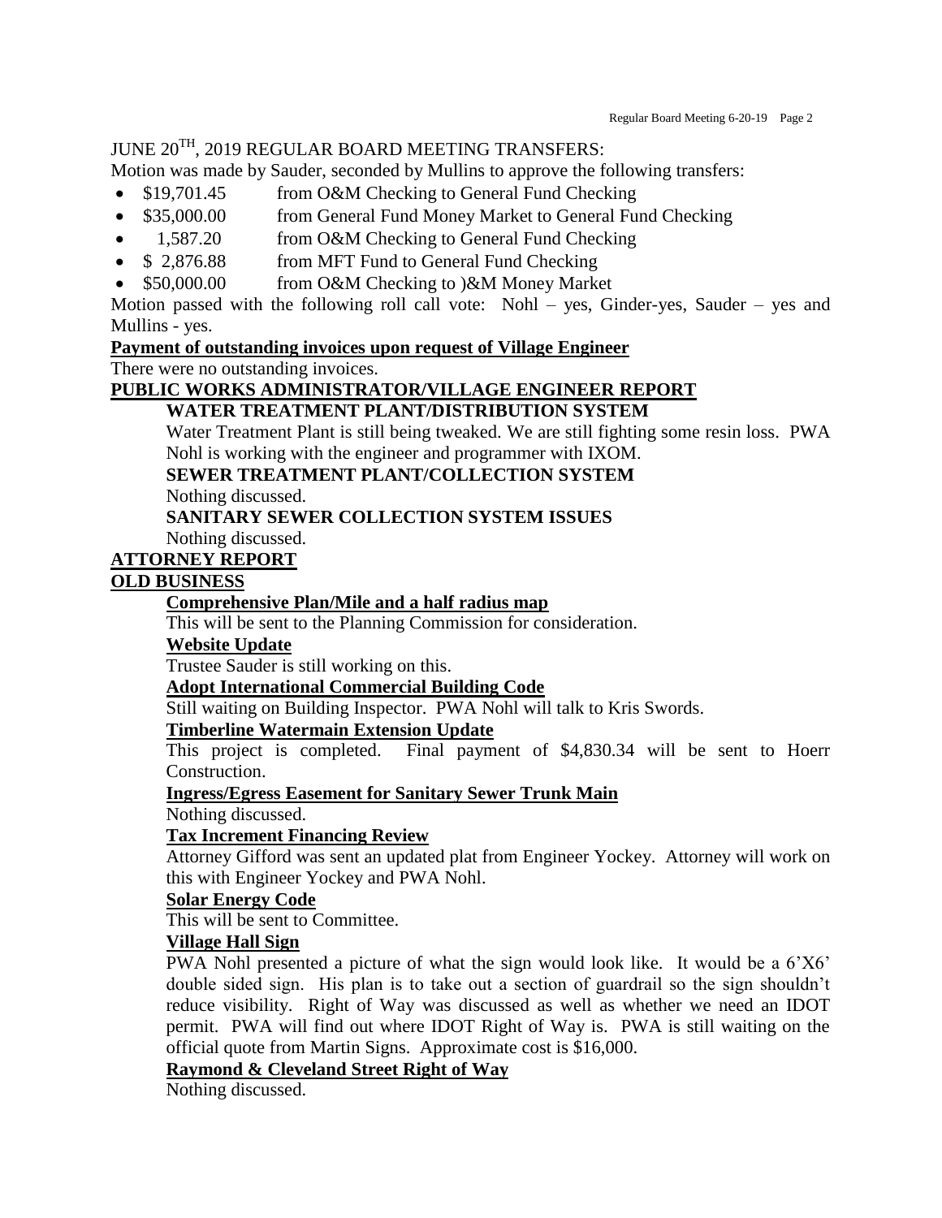JUNE 20TH, 2019 REGULAR BOARD MEETING TRANSFERS:

Motion was made by Sauder, seconded by Mullins to approve the following transfers:

- $19,701.45 from O&M Checking to General Fund Checking
- $35,000.00 from General Fund Money Market to General Fund Checking
- 1,587.20 from O&M Checking to General Fund Checking
- $ 2,876.88 from MFT Fund to General Fund Checking
- $50,000.00 from O&M Checking to )&M Money Market

Motion passed with the following roll call vote: Nohl – yes, Ginder-yes, Sauder – yes and Mullins - yes.

**Payment of outstanding invoices upon request of Village Engineer**

There were no outstanding invoices.

**PUBLIC WORKS ADMINISTRATOR/VILLAGE ENGINEER REPORT**

**WATER TREATMENT PLANT/DISTRIBUTION SYSTEM**

Water Treatment Plant is still being tweaked. We are still fighting some resin loss. PWA Nohl is working with the engineer and programmer with IXOM.

**SEWER TREATMENT PLANT/COLLECTION SYSTEM**

Nothing discussed.

**SANITARY SEWER COLLECTION SYSTEM ISSUES**

Nothing discussed.

**ATTORNEY REPORT**

**OLD BUSINESS**

**Comprehensive Plan/Mile and a half radius map**

This will be sent to the Planning Commission for consideration.

**Website Update**

Trustee Sauder is still working on this.

**Adopt International Commercial Building Code**

Still waiting on Building Inspector. PWA Nohl will talk to Kris Swords.

**Timberline Watermain Extension Update**

This project is completed. Final payment of $4,830.34 will be sent to Hoerr Construction.

**Ingress/Egress Easement for Sanitary Sewer Trunk Main**

Nothing discussed.

**Tax Increment Financing Review**

Attorney Gifford was sent an updated plat from Engineer Yockey. Attorney will work on this with Engineer Yockey and PWA Nohl.

**Solar Energy Code**

This will be sent to Committee.

**Village Hall Sign**

PWA Nohl presented a picture of what the sign would look like. It would be a 6'X6' double sided sign. His plan is to take out a section of guardrail so the sign shouldn't reduce visibility. Right of Way was discussed as well as whether we need an IDOT permit. PWA will find out where IDOT Right of Way is. PWA is still waiting on the official quote from Martin Signs. Approximate cost is $16,000.

**Raymond & Cleveland Street Right of Way**

Nothing discussed.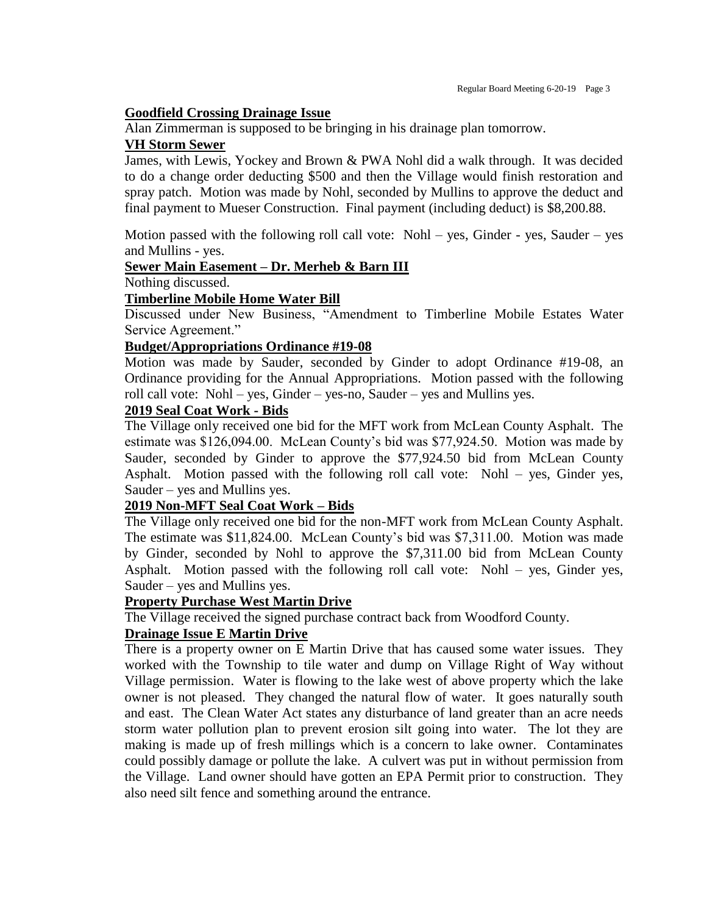**Goodfield Crossing Drainage Issue**

Alan Zimmerman is supposed to be bringing in his drainage plan tomorrow.

**VH Storm Sewer**

James, with Lewis, Yockey and Brown & PWA Nohl did a walk through. It was decided to do a change order deducting $500 and then the Village would finish restoration and spray patch. Motion was made by Nohl, seconded by Mullins to approve the deduct and final payment to Mueser Construction. Final payment (including deduct) is $8,200.88.

Motion passed with the following roll call vote: Nohl – yes, Ginder - yes, Sauder – yes and Mullins - yes.

**Sewer Main Easement – Dr. Merheb & Barn III**

Nothing discussed.

**Timberline Mobile Home Water Bill**

Discussed under New Business, "Amendment to Timberline Mobile Estates Water Service Agreement."

**Budget/Appropriations Ordinance #19-08**

Motion was made by Sauder, seconded by Ginder to adopt Ordinance #19-08, an Ordinance providing for the Annual Appropriations. Motion passed with the following roll call vote: Nohl – yes, Ginder – yes-no, Sauder – yes and Mullins yes.

**2019 Seal Coat Work - Bids**

The Village only received one bid for the MFT work from McLean County Asphalt. The estimate was $126,094.00. McLean County's bid was $77,924.50. Motion was made by Sauder, seconded by Ginder to approve the $77,924.50 bid from McLean County Asphalt. Motion passed with the following roll call vote: Nohl – yes, Ginder yes, Sauder – yes and Mullins yes.

**2019 Non-MFT Seal Coat Work – Bids**

The Village only received one bid for the non-MFT work from McLean County Asphalt. The estimate was $11,824.00. McLean County's bid was $7,311.00. Motion was made by Ginder, seconded by Nohl to approve the $7,311.00 bid from McLean County Asphalt. Motion passed with the following roll call vote: Nohl – yes, Ginder yes, Sauder – yes and Mullins yes.

**Property Purchase West Martin Drive**

The Village received the signed purchase contract back from Woodford County.

**Drainage Issue E Martin Drive**

There is a property owner on E Martin Drive that has caused some water issues. They worked with the Township to tile water and dump on Village Right of Way without Village permission. Water is flowing to the lake west of above property which the lake owner is not pleased. They changed the natural flow of water. It goes naturally south and east. The Clean Water Act states any disturbance of land greater than an acre needs storm water pollution plan to prevent erosion silt going into water. The lot they are making is made up of fresh millings which is a concern to lake owner. Contaminates could possibly damage or pollute the lake. A culvert was put in without permission from the Village. Land owner should have gotten an EPA Permit prior to construction. They also need silt fence and something around the entrance.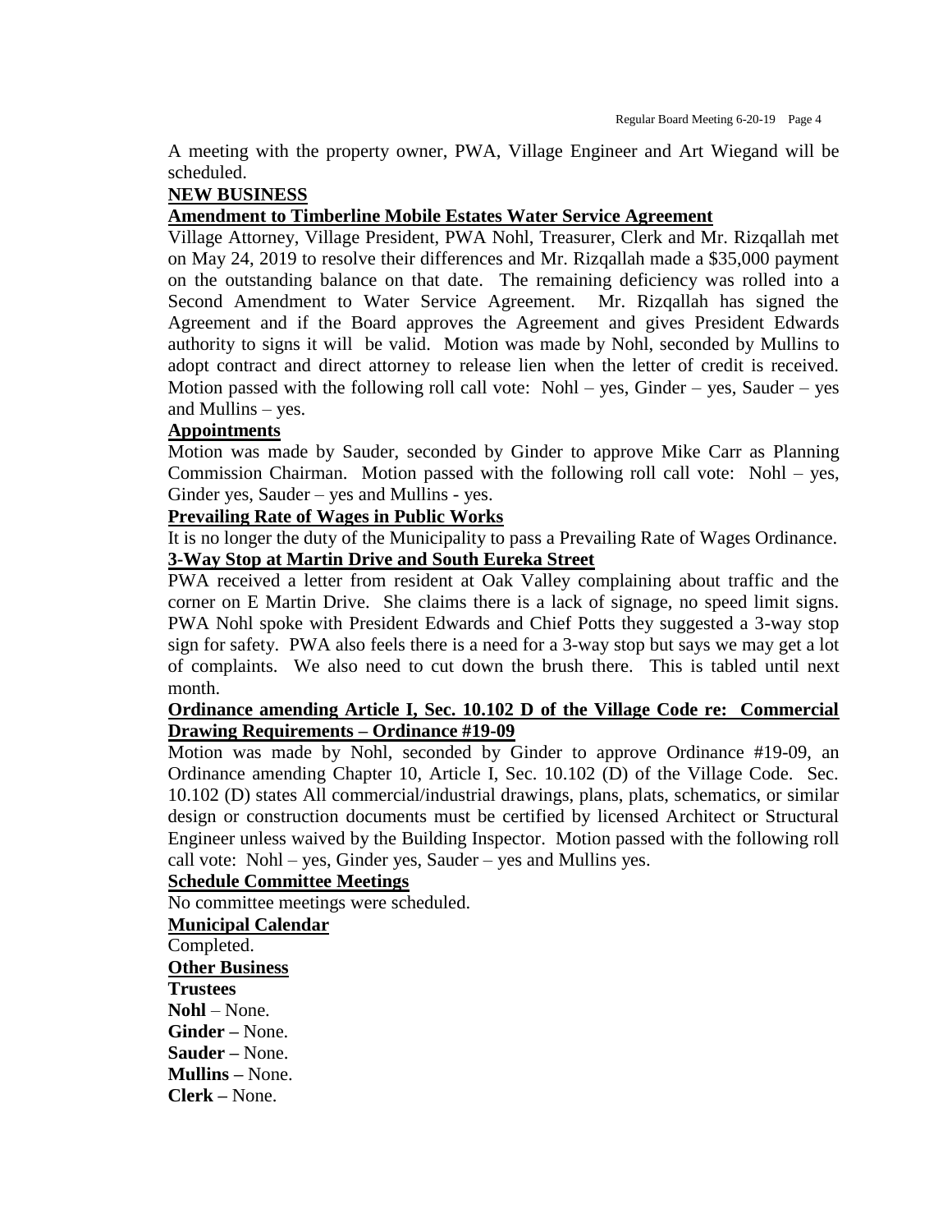A meeting with the property owner, PWA, Village Engineer and Art Wiegand will be scheduled.

**NEW BUSINESS**

**Amendment to Timberline Mobile Estates Water Service Agreement**

Village Attorney, Village President, PWA Nohl, Treasurer, Clerk and Mr. Rizqallah met on May 24, 2019 to resolve their differences and Mr. Rizqallah made a $35,000 payment on the outstanding balance on that date. The remaining deficiency was rolled into a Second Amendment to Water Service Agreement. Mr. Rizqallah has signed the Agreement and if the Board approves the Agreement and gives President Edwards authority to signs it will be valid. Motion was made by Nohl, seconded by Mullins to adopt contract and direct attorney to release lien when the letter of credit is received. Motion passed with the following roll call vote: Nohl – yes, Ginder – yes, Sauder – yes and Mullins – yes.

**Appointments**

Motion was made by Sauder, seconded by Ginder to approve Mike Carr as Planning Commission Chairman. Motion passed with the following roll call vote: Nohl – yes, Ginder yes, Sauder – yes and Mullins - yes.

**Prevailing Rate of Wages in Public Works**

It is no longer the duty of the Municipality to pass a Prevailing Rate of Wages Ordinance.

**3-Way Stop at Martin Drive and South Eureka Street**

PWA received a letter from resident at Oak Valley complaining about traffic and the corner on E Martin Drive. She claims there is a lack of signage, no speed limit signs. PWA Nohl spoke with President Edwards and Chief Potts they suggested a 3-way stop sign for safety. PWA also feels there is a need for a 3-way stop but says we may get a lot of complaints. We also need to cut down the brush there. This is tabled until next month.

**Ordinance amending Article I, Sec. 10.102 D of the Village Code re: Commercial Drawing Requirements – Ordinance #19-09**

Motion was made by Nohl, seconded by Ginder to approve Ordinance #19-09, an Ordinance amending Chapter 10, Article I, Sec. 10.102 (D) of the Village Code. Sec. 10.102 (D) states All commercial/industrial drawings, plans, plats, schematics, or similar design or construction documents must be certified by licensed Architect or Structural Engineer unless waived by the Building Inspector. Motion passed with the following roll call vote: Nohl – yes, Ginder yes, Sauder – yes and Mullins yes.

**Schedule Committee Meetings**

No committee meetings were scheduled.

**Municipal Calendar**

Completed.

**Other Business**

**Trustees**

**Nohl** – None.

**Ginder –** None.

**Sauder –** None.

**Mullins –** None.

**Clerk –** None.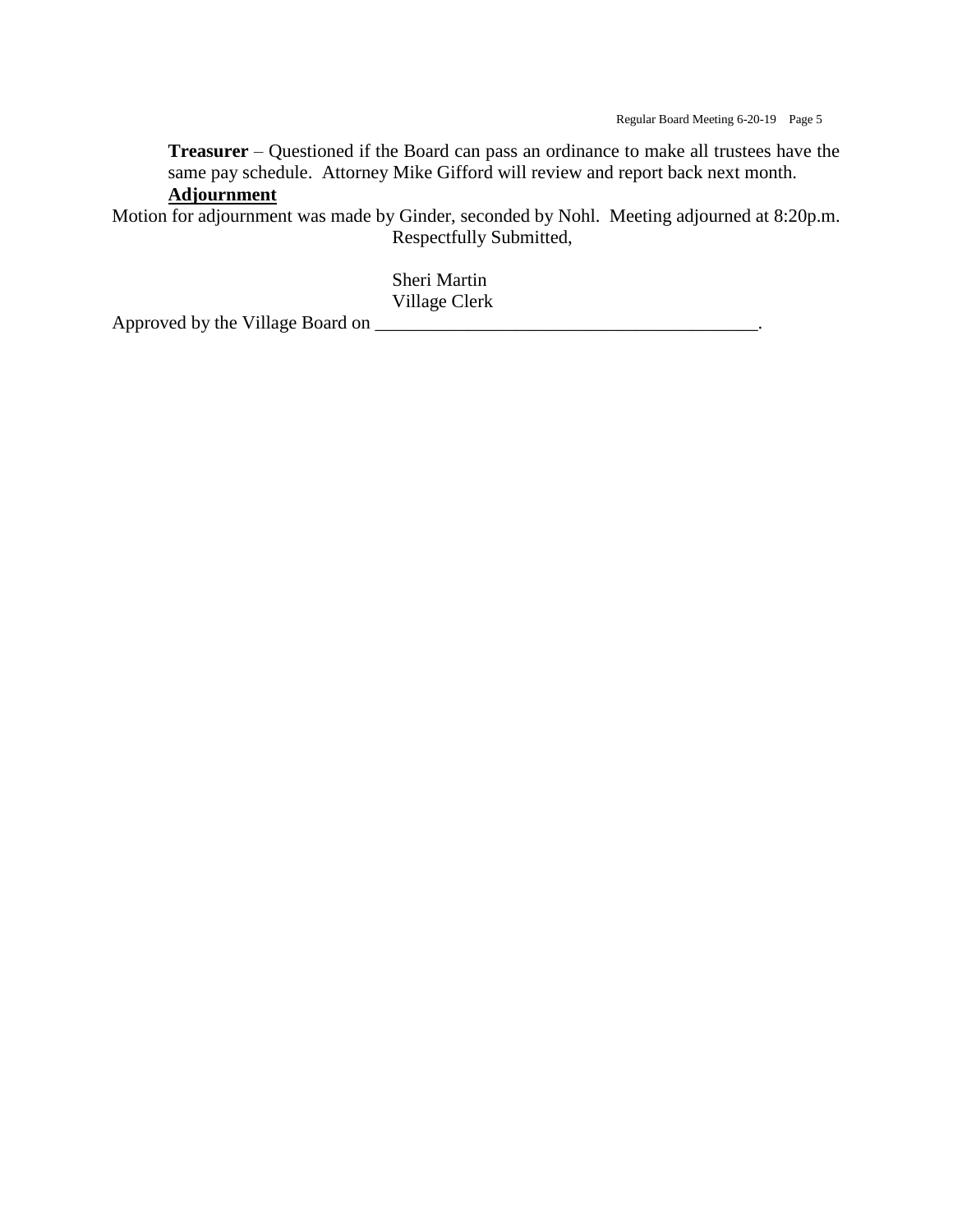**Treasurer** – Questioned if the Board can pass an ordinance to make all trustees have the same pay schedule. Attorney Mike Gifford will review and report back next month.

**Adjournment**

Motion for adjournment was made by Ginder, seconded by Nohl. Meeting adjourned at 8:20p.m.

Respectfully Submitted,

Sheri Martin
Village Clerk

Approved by the Village Board on _________________________________________.